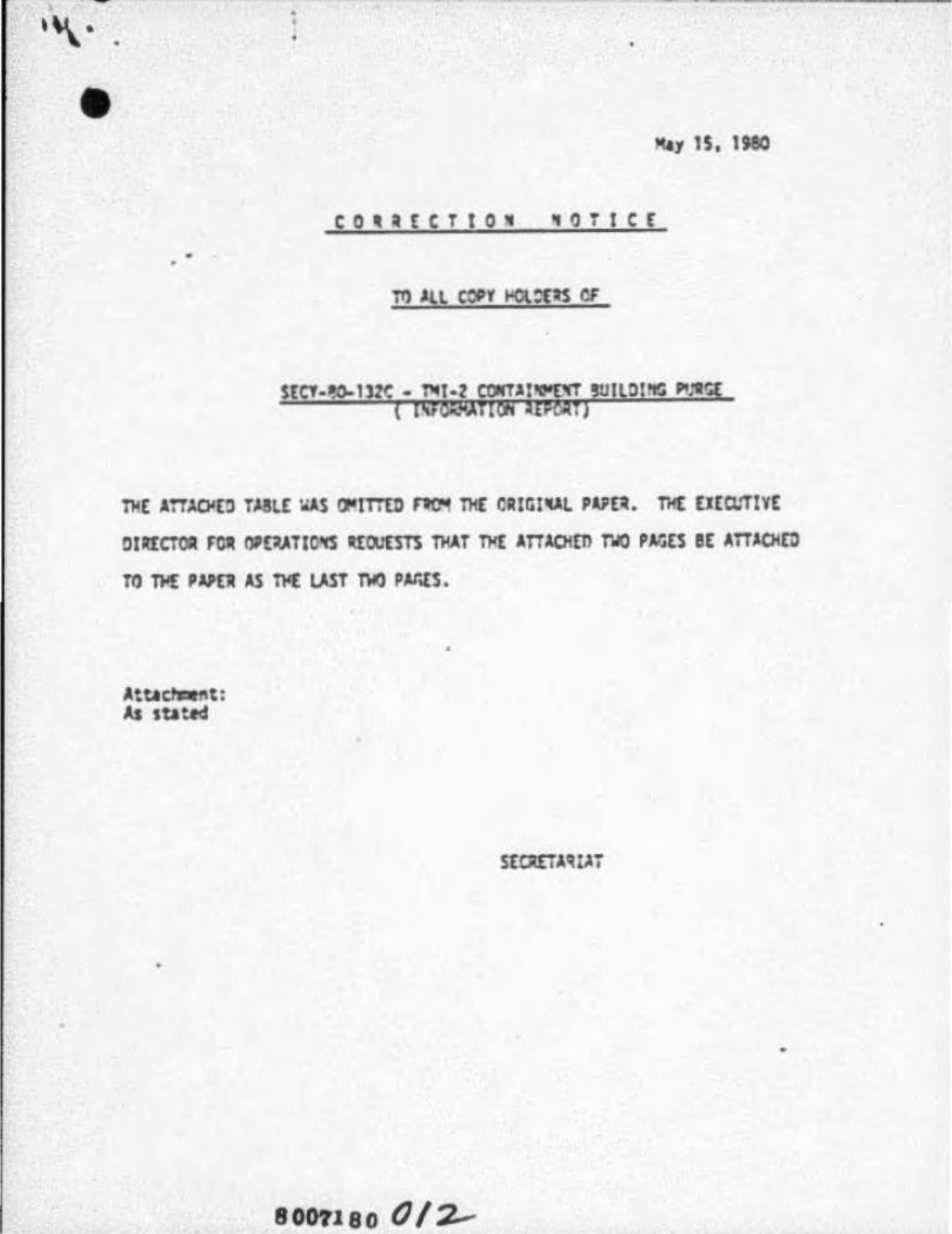May 15, 1980

# CORRECTION NOTICE

TO ALL COPY HOLDERS OF

SECY-80-132C - TMI-2 CONTAINMENT BUILDING PURGE
( INFORMATION REPORT)

THE ATTACHED TABLE WAS OMITTED FROM THE ORIGINAL PAPER. THE EXECUTIVE DIRECTOR FOR OPERATIONS REQUESTS THAT THE ATTACHED TWO PAGES BE ATTACHED TO THE PAPER AS THE LAST TWO PAGES.

Attachment:
As stated

SECRETARIAT

8007180 012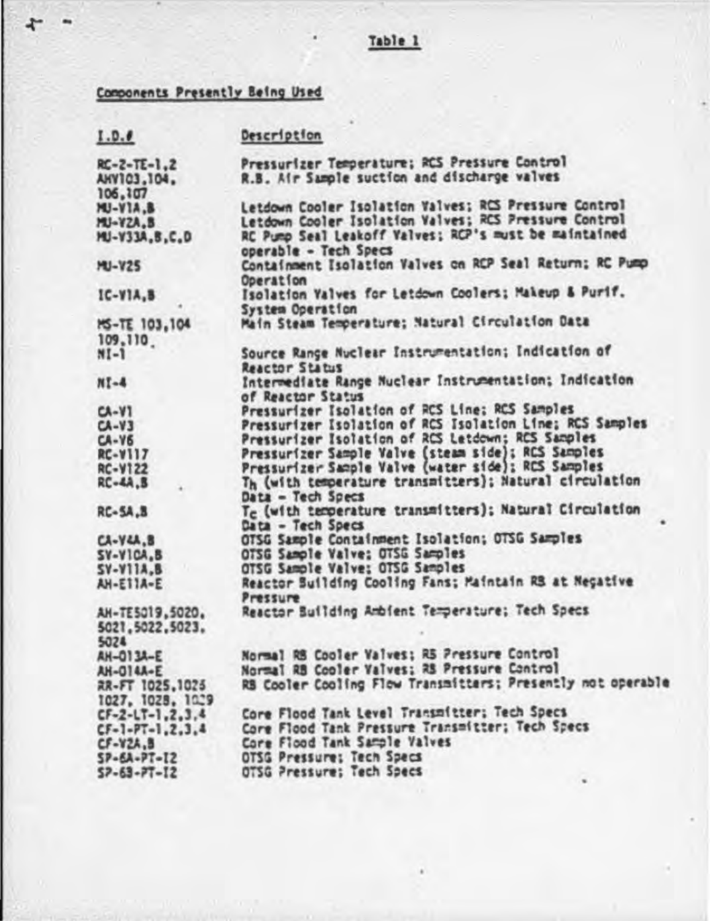Table 1

Components Presently Being Used

| I.D.# | Description |
|---|---|
| RC-2-TE-1,2 | Pressurizer Temperature; RCS Pressure Control |
| AHV103,104, 106,107 | R.B. Air Sample suction and discharge valves |
| MU-V1A,B | Letdown Cooler Isolation Valves; RCS Pressure Control |
| MU-V2A,B | Letdown Cooler Isolation Valves; RCS Pressure Control |
| MU-V33A,B,C,D | RC Pump Seal Leakoff Valves; RCP's must be maintained operable - Tech Specs |
| MU-V25 | Containment Isolation Valves on RCP Seal Return; RC Pump Operation |
| IC-V1A,B | Isolation Valves for Letdown Coolers; Makeup & Purif. System Operation |
| MS-TE 103,104 109,110 | Main Steam Temperature; Natural Circulation Data |
| NI-1 | Source Range Nuclear Instrumentation; Indication of Reactor Status |
| NI-4 | Intermediate Range Nuclear Instrumentation; Indication of Reactor Status |
| CA-V1 | Pressurizer Isolation of RCS Line; RCS Samples |
| CA-V3 | Pressurizer Isolation of RCS Isolation Line; RCS Samples |
| CA-V6 | Pressurizer Isolation of RCS Letdown; RCS Samples |
| RC-V117 | Pressurizer Sample Valve (steam side); RCS Samples |
| RC-V122 | Pressurizer Sample Valve (water side); RCS Samples |
| RC-4A,B | $T_h$ (with temperature transmitters); Natural circulation Data - Tech Specs |
| RC-5A,B | $T_c$ (with temperature transmitters); Natural Circulation Data - Tech Specs |
| CA-V4A,B | OTSG Sample Containment Isolation; OTSG Samples |
| SV-V10A,B | OTSG Sample Valve; OTSG Samples |
| SV-V11A,B | OTSG Sample Valve; OTSG Samples |
| AH-E11A-E | Reactor Building Cooling Fans; Maintain RB at Negative Pressure |
| AH-TE5019,5020, 5021,5022,5023, 5024 | Reactor Building Ambient Temperature; Tech Specs |
| AH-D13A-E | Normal RB Cooler Valves; RB Pressure Control |
| AH-D14A-E | Normal RB Cooler Valves; RB Pressure Control |
| RR-FT 1025,1026 1027, 1028, 1029 | RB Cooler Cooling Flow Transmitters; Presently not operable |
| CF-2-LT-1,2,3,4 | Core Flood Tank Level Transmitter; Tech Specs |
| CF-1-PT-1,2,3,4 | Core Flood Tank Pressure Transmitter; Tech Specs |
| CF-V2A,B | Core Flood Tank Sample Valves |
| SP-6A-PT-I2 | OTSG Pressure; Tech Specs |
| SP-6B-PT-I2 | OTSG Pressure; Tech Specs |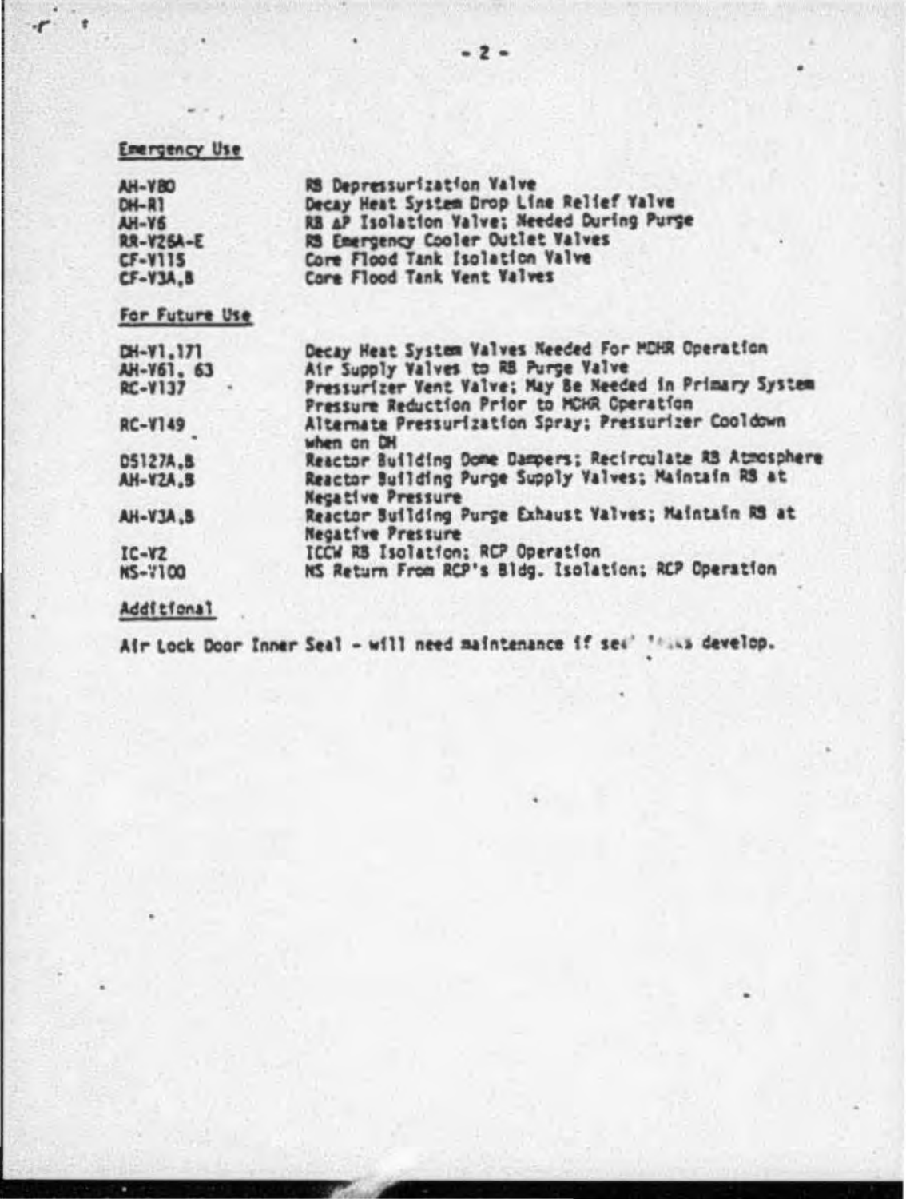**Emergency Use**

| | |
|---|---|
| AH-V80 | RB Depressurization Valve |
| DH-R1 | Decay Heat System Drop Line Relief Valve |
| AH-V6 | RB ΔP Isolation Valve; Needed During Purge |
| RR-V26A-E | RB Emergency Cooler Outlet Valves |
| CF-V115 | Core Flood Tank Isolation Valve |
| CF-V3A,B | Core Flood Tank Vent Valves |

**For Future Use**

| | |
|---|---|
| DH-V1,171 | Decay Heat System Valves Needed For MDHR Operation |
| AH-V61, 63 | Air Supply Valves to RB Purge Valve |
| RC-V137 | Pressurizer Vent Valve; May Be Needed in Primary System Pressure Reduction Prior to MDHR Operation |
| RC-V149 | Alternate Pressurization Spray; Pressurizer Cooldown when on DH |
| D5127A,B | Reactor Building Dome Dampers; Recirculate RB Atmosphere |
| AH-V2A,B | Reactor Building Purge Supply Valves; Maintain RB at Negative Pressure |
| AH-V3A,B | Reactor Building Purge Exhaust Valves; Maintain RB at Negative Pressure |
| IC-V2 | ICCW RB Isolation; RCP Operation |
| NS-V100 | NS Return From RCP's Bldg. Isolation; RCP Operation |

**Additional**

Air Lock Door Inner Seal - will need maintenance if seal leaks develop.